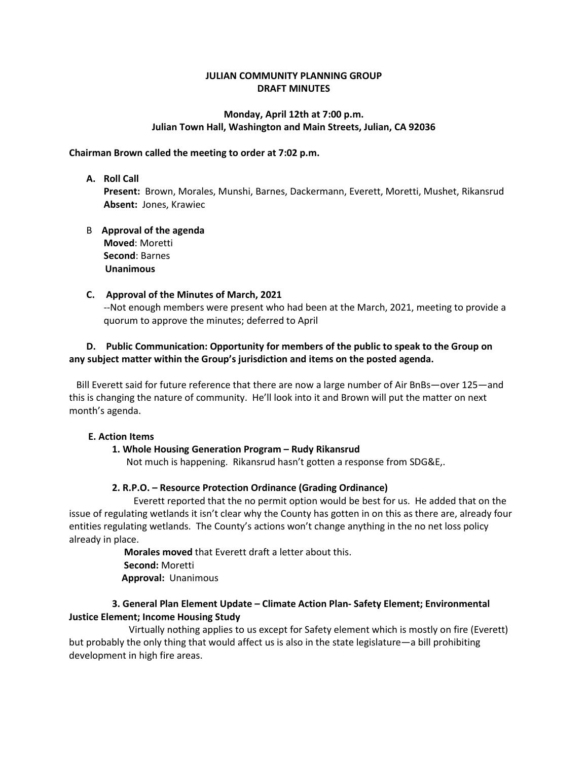**JULIAN COMMUNITY PLANNING GROUP**
**DRAFT MINUTES**

**Monday, April 12th at 7:00 p.m.**
**Julian Town Hall, Washington and Main Streets, Julian, CA 92036**

**Chairman Brown called the meeting to order at 7:02 p.m.**

**A. Roll Call**
**Present:** Brown, Morales, Munshi, Barnes, Dackermann, Everett, Moretti, Mushet, Rikansrud
**Absent:** Jones, Krawiec

**B Approval of the agenda**
**Moved**: Moretti
**Second**: Barnes
**Unanimous**

**C. Approval of the Minutes of March, 2021**
--Not enough members were present who had been at the March, 2021, meeting to provide a quorum to approve the minutes; deferred to April

**D. Public Communication: Opportunity for members of the public to speak to the Group on any subject matter within the Group's jurisdiction and items on the posted agenda.**

Bill Everett said for future reference that there are now a large number of Air BnBs—over 125—and this is changing the nature of community. He'll look into it and Brown will put the matter on next month's agenda.

**E. Action Items**

**1. Whole Housing Generation Program – Rudy Rikansrud**
Not much is happening. Rikansrud hasn't gotten a response from SDG&E,.

**2. R.P.O. – Resource Protection Ordinance (Grading Ordinance)**
Everett reported that the no permit option would be best for us. He added that on the issue of regulating wetlands it isn't clear why the County has gotten in on this as there are, already four entities regulating wetlands. The County's actions won't change anything in the no net loss policy already in place.
**Morales moved** that Everett draft a letter about this.
**Second:** Moretti
**Approval:** Unanimous

**3. General Plan Element Update – Climate Action Plan- Safety Element; Environmental Justice Element; Income Housing Study**
Virtually nothing applies to us except for Safety element which is mostly on fire (Everett) but probably the only thing that would affect us is also in the state legislature—a bill prohibiting development in high fire areas.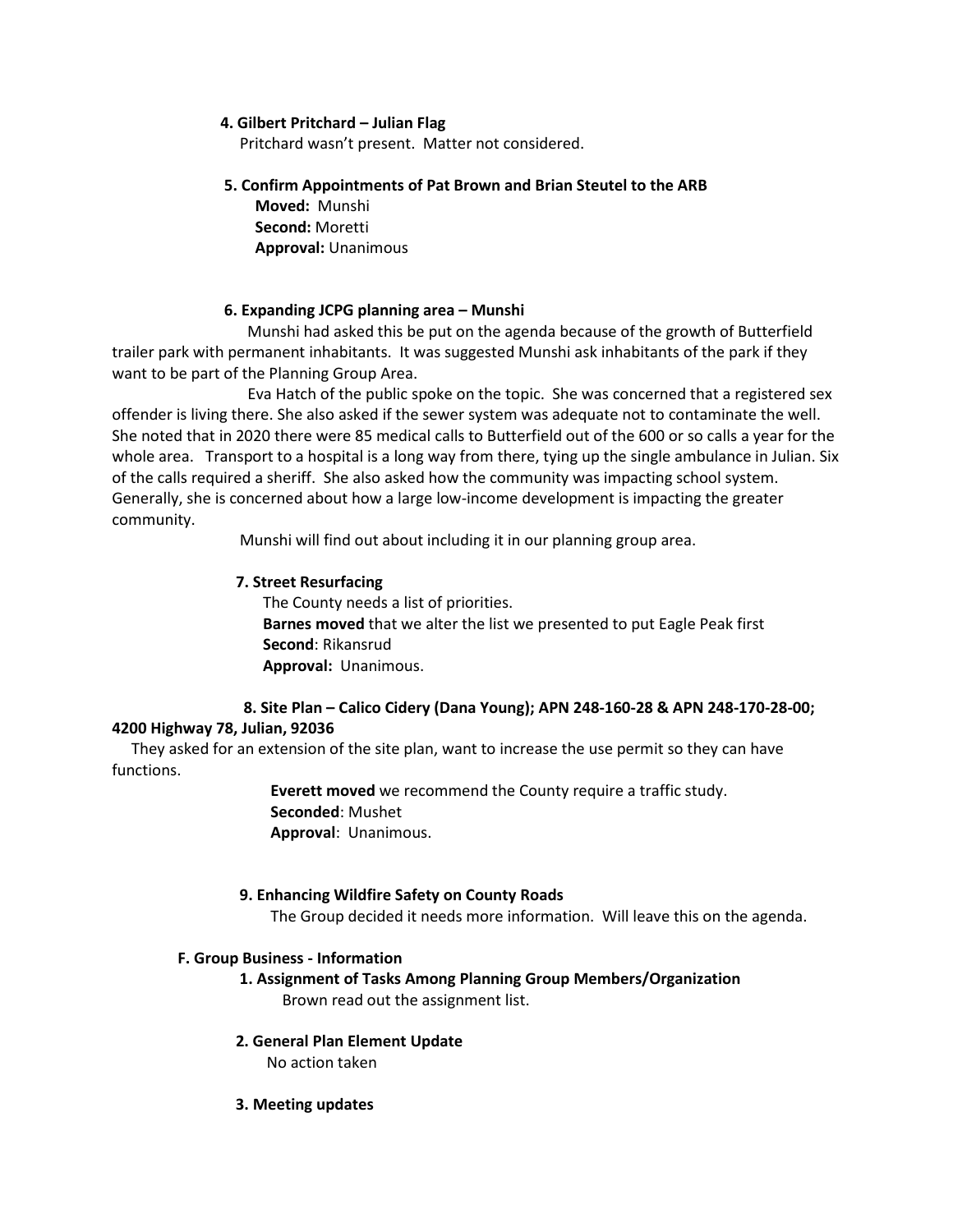**4. Gilbert Pritchard – Julian Flag**

Pritchard wasn't present. Matter not considered.

**5. Confirm Appointments of Pat Brown and Brian Steutel to the ARB**

**Moved:** Munshi
**Second:** Moretti
**Approval:** Unanimous

**6. Expanding JCPG planning area – Munshi**

Munshi had asked this be put on the agenda because of the growth of Butterfield trailer park with permanent inhabitants. It was suggested Munshi ask inhabitants of the park if they want to be part of the Planning Group Area.

Eva Hatch of the public spoke on the topic. She was concerned that a registered sex offender is living there. She also asked if the sewer system was adequate not to contaminate the well. She noted that in 2020 there were 85 medical calls to Butterfield out of the 600 or so calls a year for the whole area. Transport to a hospital is a long way from there, tying up the single ambulance in Julian. Six of the calls required a sheriff. She also asked how the community was impacting school system. Generally, she is concerned about how a large low-income development is impacting the greater community.

Munshi will find out about including it in our planning group area.

**7. Street Resurfacing**

The County needs a list of priorities.
**Barnes moved** that we alter the list we presented to put Eagle Peak first
**Second**: Rikansrud
**Approval:** Unanimous.

**8. Site Plan – Calico Cidery (Dana Young); APN 248-160-28 & APN 248-170-28-00; 4200 Highway 78, Julian, 92036**

They asked for an extension of the site plan, want to increase the use permit so they can have functions.

**Everett moved** we recommend the County require a traffic study.
**Seconded**: Mushet
**Approval**: Unanimous.

**9. Enhancing Wildfire Safety on County Roads**

The Group decided it needs more information. Will leave this on the agenda.

**F. Group Business - Information**

**1. Assignment of Tasks Among Planning Group Members/Organization**

Brown read out the assignment list.

**2. General Plan Element Update**

No action taken

**3. Meeting updates**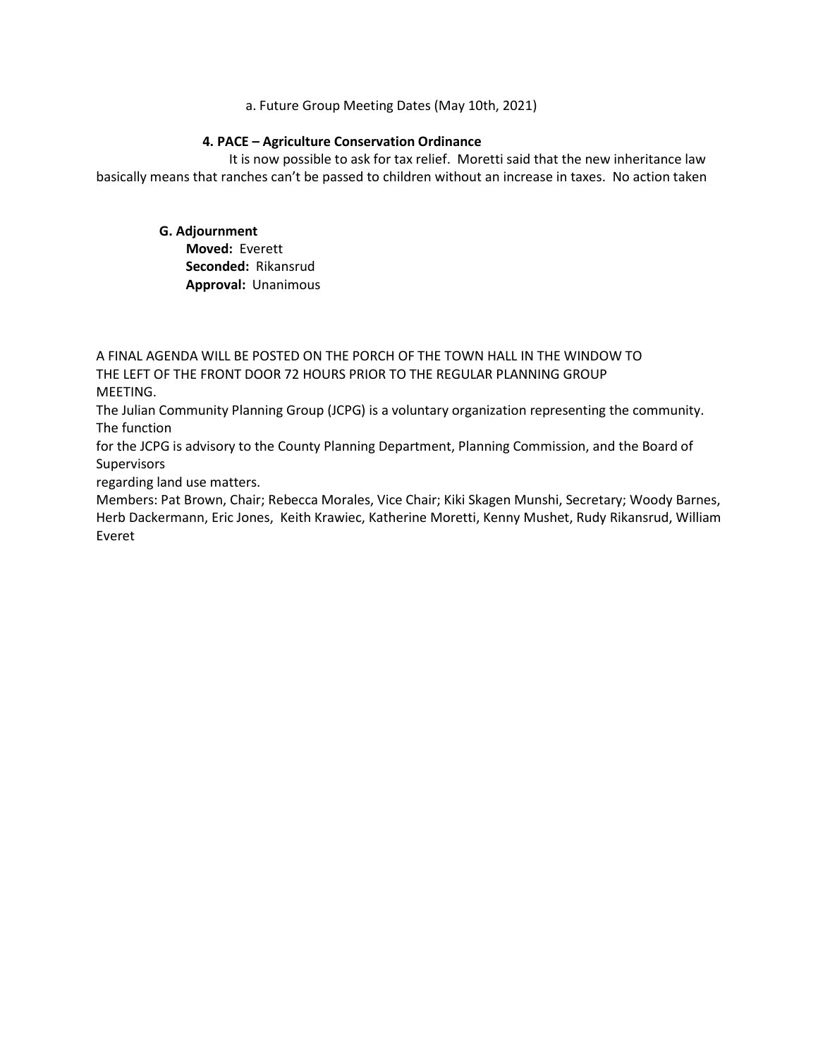a. Future Group Meeting Dates (May 10th, 2021)

**4. PACE – Agriculture Conservation Ordinance**

It is now possible to ask for tax relief. Moretti said that the new inheritance law basically means that ranches can't be passed to children without an increase in taxes. No action taken

**G. Adjournment**

**Moved:** Everett
**Seconded:** Rikansrud
**Approval:** Unanimous

A FINAL AGENDA WILL BE POSTED ON THE PORCH OF THE TOWN HALL IN THE WINDOW TO THE LEFT OF THE FRONT DOOR 72 HOURS PRIOR TO THE REGULAR PLANNING GROUP MEETING.

The Julian Community Planning Group (JCPG) is a voluntary organization representing the community. The function for the JCPG is advisory to the County Planning Department, Planning Commission, and the Board of Supervisors regarding land use matters.

Members: Pat Brown, Chair; Rebecca Morales, Vice Chair; Kiki Skagen Munshi, Secretary; Woody Barnes, Herb Dackermann, Eric Jones, Keith Krawiec, Katherine Moretti, Kenny Mushet, Rudy Rikansrud, William Everet